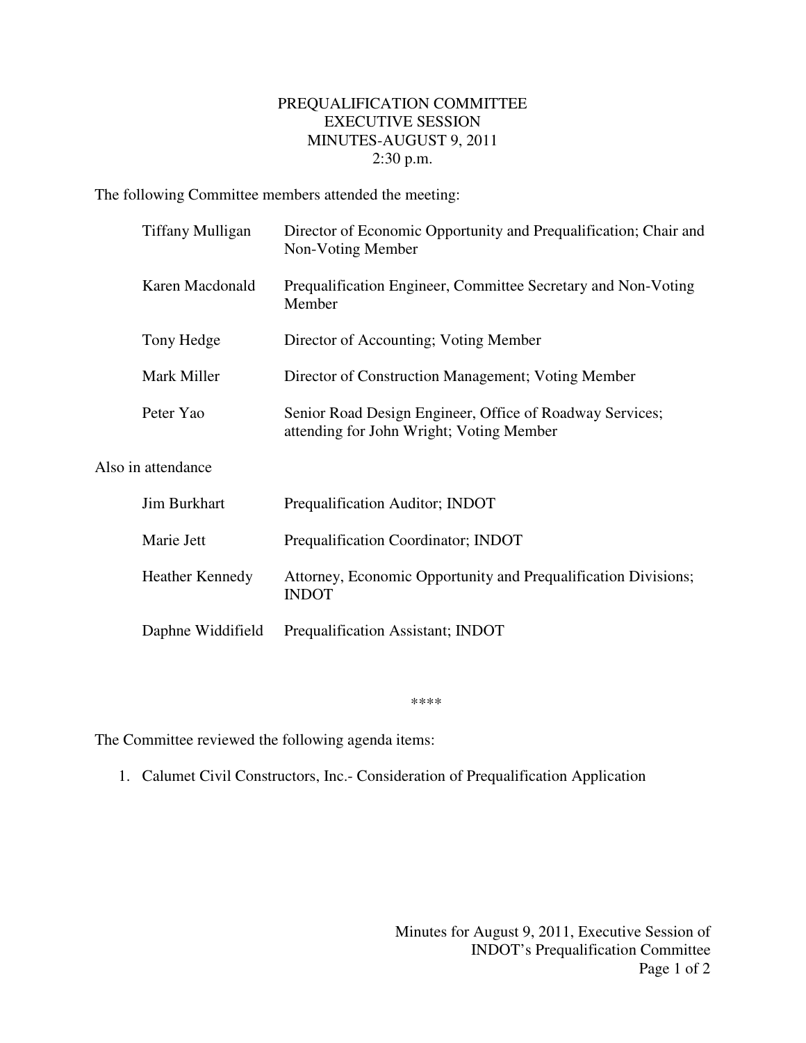# PREQUALIFICATION COMMITTEE
## EXECUTIVE SESSION
## MINUTES-AUGUST 9, 2011
## 2:30 p.m.

The following Committee members attended the meeting:

| | |
|---|---|
| Tiffany Mulligan | Director of Economic Opportunity and Prequalification; Chair and Non-Voting Member |
| Karen Macdonald | Prequalification Engineer, Committee Secretary and Non-Voting Member |
| Tony Hedge | Director of Accounting; Voting Member |
| Mark Miller | Director of Construction Management; Voting Member |
| Peter Yao | Senior Road Design Engineer, Office of Roadway Services; attending for John Wright; Voting Member |

Also in attendance

| | |
|---|---|
| Jim Burkhart | Prequalification Auditor; INDOT |
| Marie Jett | Prequalification Coordinator; INDOT |
| Heather Kennedy | Attorney, Economic Opportunity and Prequalification Divisions; INDOT |
| Daphne Widdifield | Prequalification Assistant; INDOT |

****

The Committee reviewed the following agenda items:

1. Calumet Civil Constructors, Inc.- Consideration of Prequalification Application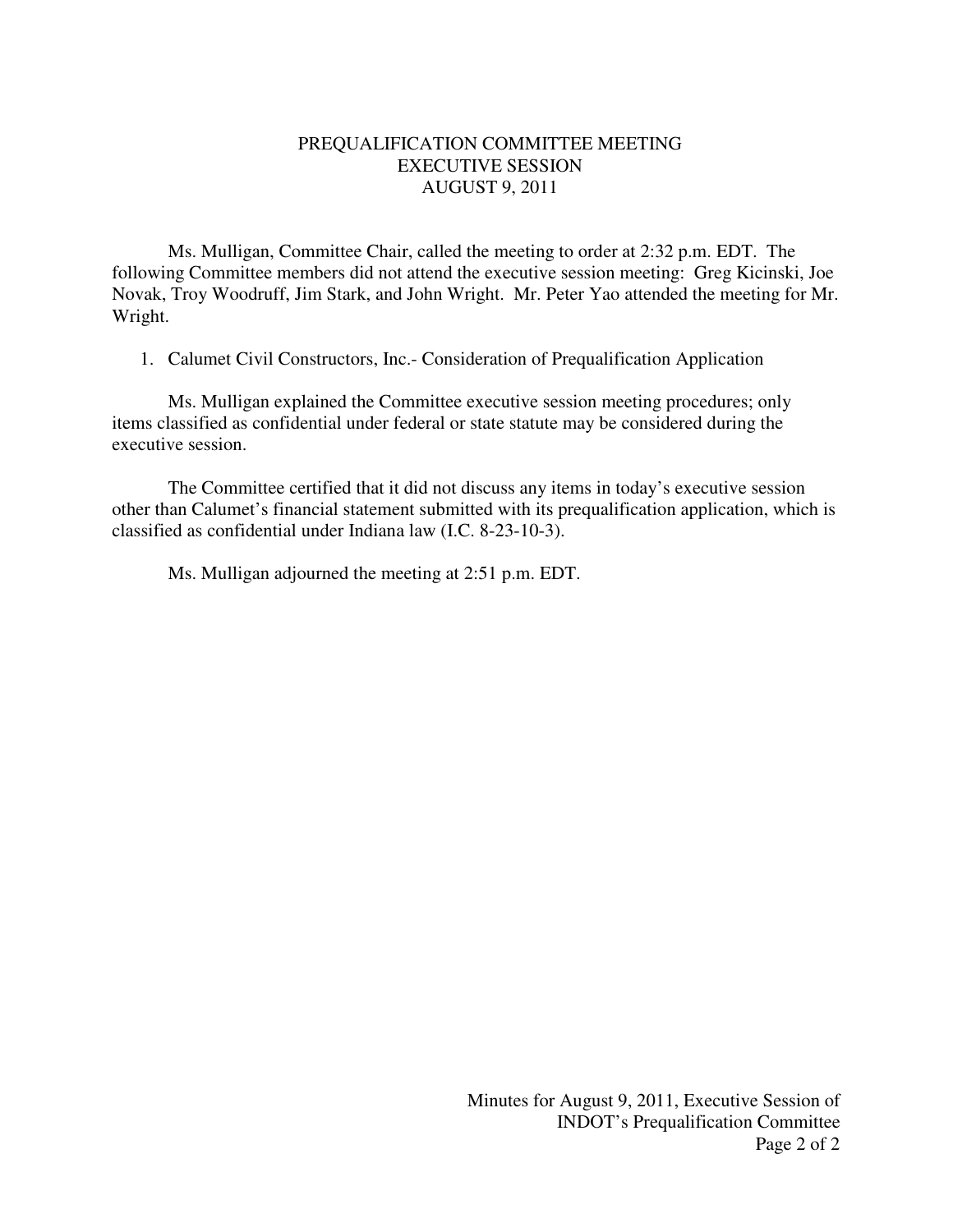# PREQUALIFICATION COMMITTEE MEETING
## EXECUTIVE SESSION
## AUGUST 9, 2011

Ms. Mulligan, Committee Chair, called the meeting to order at 2:32 p.m. EDT. The following Committee members did not attend the executive session meeting: Greg Kicinski, Joe Novak, Troy Woodruff, Jim Stark, and John Wright. Mr. Peter Yao attended the meeting for Mr. Wright.

1. Calumet Civil Constructors, Inc.- Consideration of Prequalification Application

Ms. Mulligan explained the Committee executive session meeting procedures; only items classified as confidential under federal or state statute may be considered during the executive session.

The Committee certified that it did not discuss any items in today's executive session other than Calumet's financial statement submitted with its prequalification application, which is classified as confidential under Indiana law (I.C. 8-23-10-3).

Ms. Mulligan adjourned the meeting at 2:51 p.m. EDT.